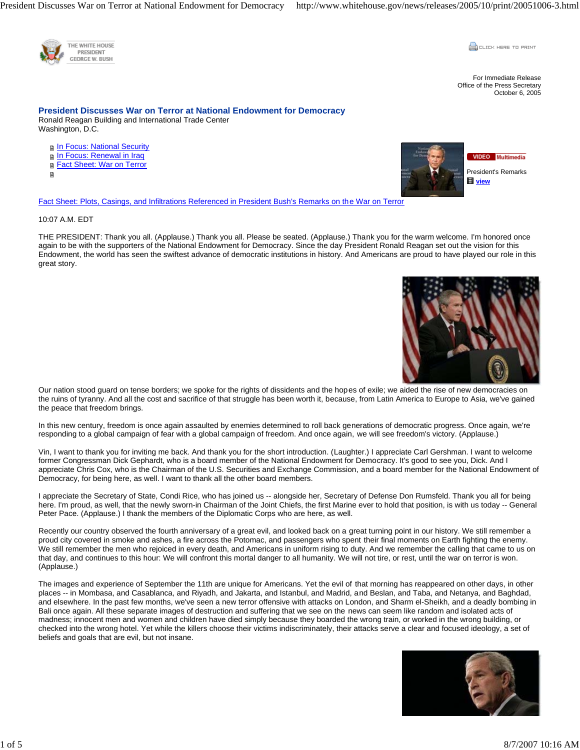For Immediate Release
Office of the Press Secretary
October 6, 2005

# President Discusses War on Terror at National Endowment for Democracy

Ronald Reagan Building and International Trade Center
Washington, D.C.

- In Focus: National Security
- In Focus: Renewal in Iraq
- Fact Sheet: War on Terror

VIDEO Multimedia
President's Remarks
view

Fact Sheet: Plots, Casings, and Infiltrations Referenced in President Bush's Remarks on the War on Terror

10:07 A.M. EDT

THE PRESIDENT: Thank you all. (Applause.) Thank you all. Please be seated. (Applause.) Thank you for the warm welcome. I'm honored once again to be with the supporters of the National Endowment for Democracy. Since the day President Ronald Reagan set out the vision for this Endowment, the world has seen the swiftest advance of democratic institutions in history. And Americans are proud to have played our role in this great story.

Our nation stood guard on tense borders; we spoke for the rights of dissidents and the hopes of exile; we aided the rise of new democracies on the ruins of tyranny. And all the cost and sacrifice of that struggle has been worth it, because, from Latin America to Europe to Asia, we've gained the peace that freedom brings.

In this new century, freedom is once again assaulted by enemies determined to roll back generations of democratic progress. Once again, we're responding to a global campaign of fear with a global campaign of freedom. And once again, we will see freedom's victory. (Applause.)

Vin, I want to thank you for inviting me back. And thank you for the short introduction. (Laughter.) I appreciate Carl Gershman. I want to welcome former Congressman Dick Gephardt, who is a board member of the National Endowment for Democracy. It's good to see you, Dick. And I appreciate Chris Cox, who is the Chairman of the U.S. Securities and Exchange Commission, and a board member for the National Endowment of Democracy, for being here, as well. I want to thank all the other board members.

I appreciate the Secretary of State, Condi Rice, who has joined us -- alongside her, Secretary of Defense Don Rumsfeld. Thank you all for being here. I'm proud, as well, that the newly sworn-in Chairman of the Joint Chiefs, the first Marine ever to hold that position, is with us today -- General Peter Pace. (Applause.) I thank the members of the Diplomatic Corps who are here, as well.

Recently our country observed the fourth anniversary of a great evil, and looked back on a great turning point in our history. We still remember a proud city covered in smoke and ashes, a fire across the Potomac, and passengers who spent their final moments on Earth fighting the enemy. We still remember the men who rejoiced in every death, and Americans in uniform rising to duty. And we remember the calling that came to us on that day, and continues to this hour: We will confront this mortal danger to all humanity. We will not tire, or rest, until the war on terror is won. (Applause.)

The images and experience of September the 11th are unique for Americans. Yet the evil of that morning has reappeared on other days, in other places -- in Mombasa, and Casablanca, and Riyadh, and Jakarta, and Istanbul, and Madrid, and Beslan, and Taba, and Netanya, and Baghdad, and elsewhere. In the past few months, we've seen a new terror offensive with attacks on London, and Sharm el-Sheikh, and a deadly bombing in Bali once again. All these separate images of destruction and suffering that we see on the news can seem like random and isolated acts of madness; innocent men and women and children have died simply because they boarded the wrong train, or worked in the wrong building, or checked into the wrong hotel. Yet while the killers choose their victims indiscriminately, their attacks serve a clear and focused ideology, a set of beliefs and goals that are evil, but not insane.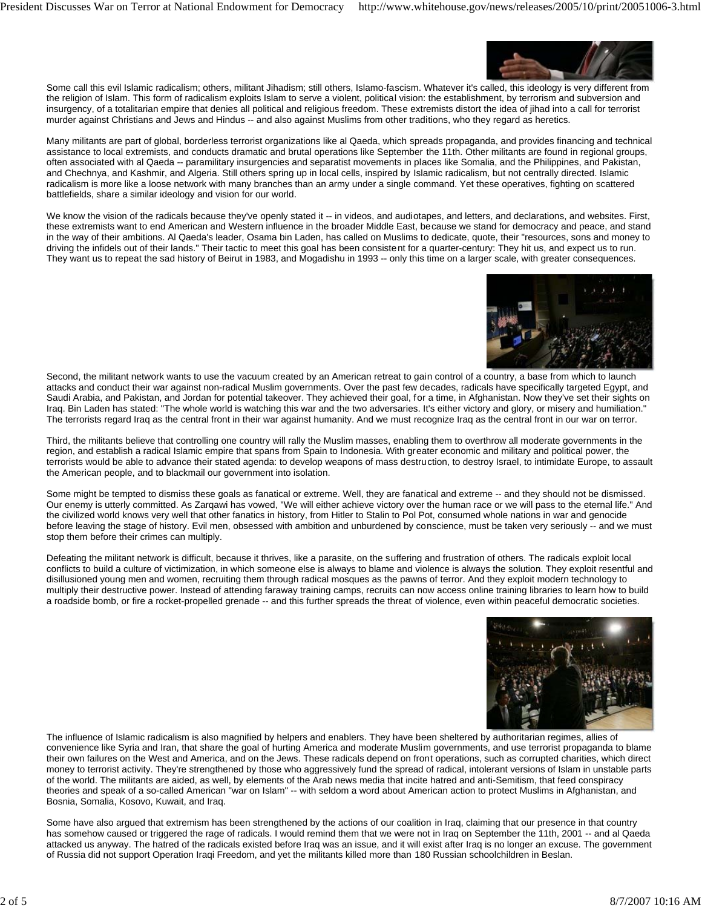Some call this evil Islamic radicalism; others, militant Jihadism; still others, Islamo-fascism. Whatever it's called, this ideology is very different from the religion of Islam. This form of radicalism exploits Islam to serve a violent, political vision: the establishment, by terrorism and subversion and insurgency, of a totalitarian empire that denies all political and religious freedom. These extremists distort the idea of jihad into a call for terrorist murder against Christians and Jews and Hindus -- and also against Muslims from other traditions, who they regard as heretics.

Many militants are part of global, borderless terrorist organizations like al Qaeda, which spreads propaganda, and provides financing and technical assistance to local extremists, and conducts dramatic and brutal operations like September the 11th. Other militants are found in regional groups, often associated with al Qaeda -- paramilitary insurgencies and separatist movements in places like Somalia, and the Philippines, and Pakistan, and Chechnya, and Kashmir, and Algeria. Still others spring up in local cells, inspired by Islamic radicalism, but not centrally directed. Islamic radicalism is more like a loose network with many branches than an army under a single command. Yet these operatives, fighting on scattered battlefields, share a similar ideology and vision for our world.

We know the vision of the radicals because they've openly stated it -- in videos, and audiotapes, and letters, and declarations, and websites. First, these extremists want to end American and Western influence in the broader Middle East, because we stand for democracy and peace, and stand in the way of their ambitions. Al Qaeda's leader, Osama bin Laden, has called on Muslims to dedicate, quote, their "resources, sons and money to driving the infidels out of their lands." Their tactic to meet this goal has been consistent for a quarter-century: They hit us, and expect us to run. They want us to repeat the sad history of Beirut in 1983, and Mogadishu in 1993 -- only this time on a larger scale, with greater consequences.

Second, the militant network wants to use the vacuum created by an American retreat to gain control of a country, a base from which to launch attacks and conduct their war against non-radical Muslim governments. Over the past few decades, radicals have specifically targeted Egypt, and Saudi Arabia, and Pakistan, and Jordan for potential takeover. They achieved their goal, for a time, in Afghanistan. Now they've set their sights on Iraq. Bin Laden has stated: "The whole world is watching this war and the two adversaries. It's either victory and glory, or misery and humiliation." The terrorists regard Iraq as the central front in their war against humanity. And we must recognize Iraq as the central front in our war on terror.

Third, the militants believe that controlling one country will rally the Muslim masses, enabling them to overthrow all moderate governments in the region, and establish a radical Islamic empire that spans from Spain to Indonesia. With greater economic and military and political power, the terrorists would be able to advance their stated agenda: to develop weapons of mass destruction, to destroy Israel, to intimidate Europe, to assault the American people, and to blackmail our government into isolation.

Some might be tempted to dismiss these goals as fanatical or extreme. Well, they are fanatical and extreme -- and they should not be dismissed. Our enemy is utterly committed. As Zarqawi has vowed, "We will either achieve victory over the human race or we will pass to the eternal life." And the civilized world knows very well that other fanatics in history, from Hitler to Stalin to Pol Pot, consumed whole nations in war and genocide before leaving the stage of history. Evil men, obsessed with ambition and unburdened by conscience, must be taken very seriously -- and we must stop them before their crimes can multiply.

Defeating the militant network is difficult, because it thrives, like a parasite, on the suffering and frustration of others. The radicals exploit local conflicts to build a culture of victimization, in which someone else is always to blame and violence is always the solution. They exploit resentful and disillusioned young men and women, recruiting them through radical mosques as the pawns of terror. And they exploit modern technology to multiply their destructive power. Instead of attending faraway training camps, recruits can now access online training libraries to learn how to build a roadside bomb, or fire a rocket-propelled grenade -- and this further spreads the threat of violence, even within peaceful democratic societies.

The influence of Islamic radicalism is also magnified by helpers and enablers. They have been sheltered by authoritarian regimes, allies of convenience like Syria and Iran, that share the goal of hurting America and moderate Muslim governments, and use terrorist propaganda to blame their own failures on the West and America, and on the Jews. These radicals depend on front operations, such as corrupted charities, which direct money to terrorist activity. They're strengthened by those who aggressively fund the spread of radical, intolerant versions of Islam in unstable parts of the world. The militants are aided, as well, by elements of the Arab news media that incite hatred and anti-Semitism, that feed conspiracy theories and speak of a so-called American "war on Islam" -- with seldom a word about American action to protect Muslims in Afghanistan, and Bosnia, Somalia, Kosovo, Kuwait, and Iraq.

Some have also argued that extremism has been strengthened by the actions of our coalition in Iraq, claiming that our presence in that country has somehow caused or triggered the rage of radicals. I would remind them that we were not in Iraq on September the 11th, 2001 -- and al Qaeda attacked us anyway. The hatred of the radicals existed before Iraq was an issue, and it will exist after Iraq is no longer an excuse. The government of Russia did not support Operation Iraqi Freedom, and yet the militants killed more than 180 Russian schoolchildren in Beslan.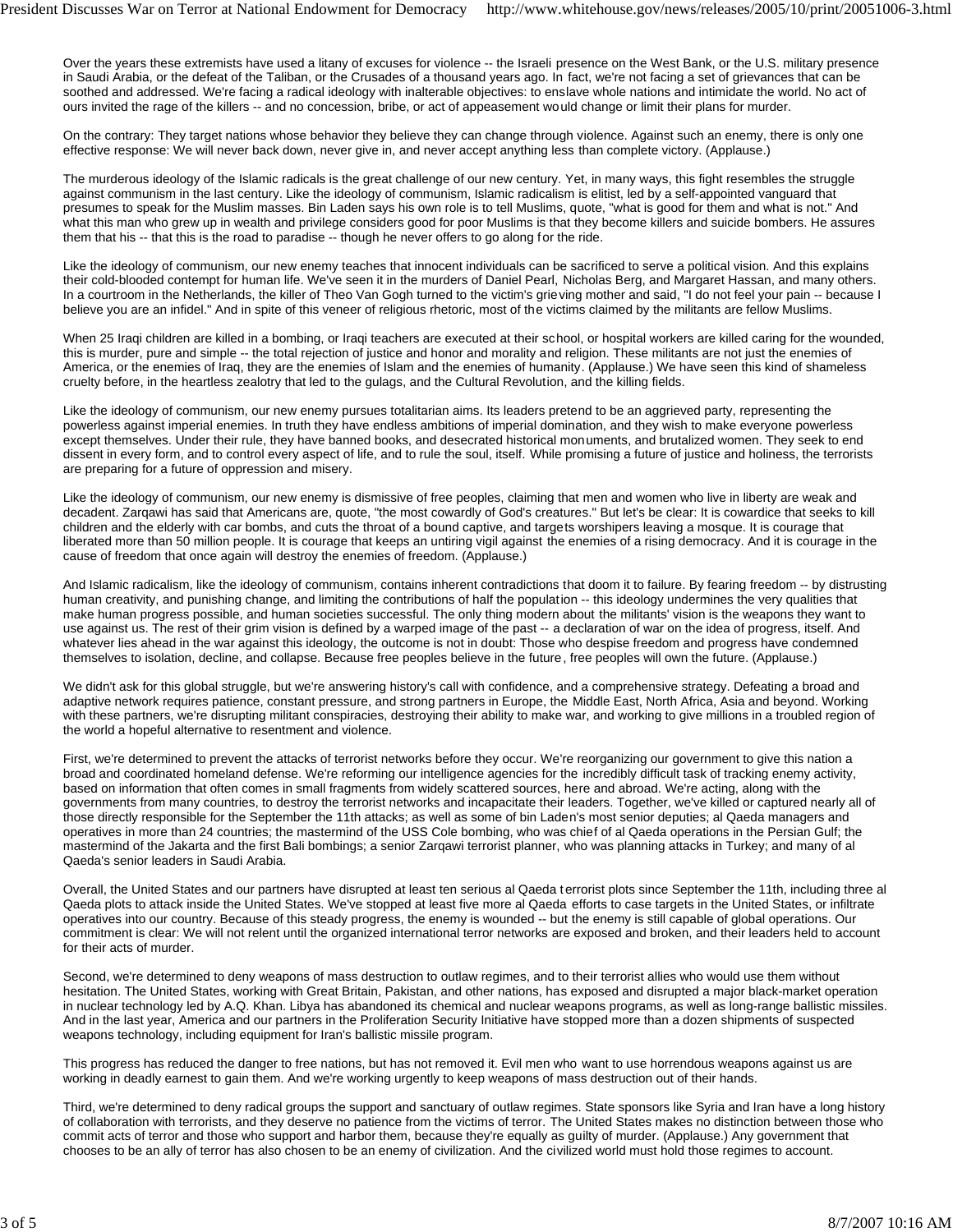Over the years these extremists have used a litany of excuses for violence -- the Israeli presence on the West Bank, or the U.S. military presence in Saudi Arabia, or the defeat of the Taliban, or the Crusades of a thousand years ago. In fact, we're not facing a set of grievances that can be soothed and addressed. We're facing a radical ideology with inalterable objectives: to enslave whole nations and intimidate the world. No act of ours invited the rage of the killers -- and no concession, bribe, or act of appeasement would change or limit their plans for murder.

On the contrary: They target nations whose behavior they believe they can change through violence. Against such an enemy, there is only one effective response: We will never back down, never give in, and never accept anything less than complete victory. (Applause.)

The murderous ideology of the Islamic radicals is the great challenge of our new century. Yet, in many ways, this fight resembles the struggle against communism in the last century. Like the ideology of communism, Islamic radicalism is elitist, led by a self-appointed vanguard that presumes to speak for the Muslim masses. Bin Laden says his own role is to tell Muslims, quote, "what is good for them and what is not." And what this man who grew up in wealth and privilege considers good for poor Muslims is that they become killers and suicide bombers. He assures them that his -- that this is the road to paradise -- though he never offers to go along for the ride.

Like the ideology of communism, our new enemy teaches that innocent individuals can be sacrificed to serve a political vision. And this explains their cold-blooded contempt for human life. We've seen it in the murders of Daniel Pearl, Nicholas Berg, and Margaret Hassan, and many others. In a courtroom in the Netherlands, the killer of Theo Van Gogh turned to the victim's grieving mother and said, "I do not feel your pain -- because I believe you are an infidel." And in spite of this veneer of religious rhetoric, most of the victims claimed by the militants are fellow Muslims.

When 25 Iraqi children are killed in a bombing, or Iraqi teachers are executed at their school, or hospital workers are killed caring for the wounded, this is murder, pure and simple -- the total rejection of justice and honor and morality and religion. These militants are not just the enemies of America, or the enemies of Iraq, they are the enemies of Islam and the enemies of humanity. (Applause.) We have seen this kind of shameless cruelty before, in the heartless zealotry that led to the gulags, and the Cultural Revolution, and the killing fields.

Like the ideology of communism, our new enemy pursues totalitarian aims. Its leaders pretend to be an aggrieved party, representing the powerless against imperial enemies. In truth they have endless ambitions of imperial domination, and they wish to make everyone powerless except themselves. Under their rule, they have banned books, and desecrated historical monuments, and brutalized women. They seek to end dissent in every form, and to control every aspect of life, and to rule the soul, itself. While promising a future of justice and holiness, the terrorists are preparing for a future of oppression and misery.

Like the ideology of communism, our new enemy is dismissive of free peoples, claiming that men and women who live in liberty are weak and decadent. Zarqawi has said that Americans are, quote, "the most cowardly of God's creatures." But let's be clear: It is cowardice that seeks to kill children and the elderly with car bombs, and cuts the throat of a bound captive, and targets worshipers leaving a mosque. It is courage that liberated more than 50 million people. It is courage that keeps an untiring vigil against the enemies of a rising democracy. And it is courage in the cause of freedom that once again will destroy the enemies of freedom. (Applause.)

And Islamic radicalism, like the ideology of communism, contains inherent contradictions that doom it to failure. By fearing freedom -- by distrusting human creativity, and punishing change, and limiting the contributions of half the population -- this ideology undermines the very qualities that make human progress possible, and human societies successful. The only thing modern about the militants' vision is the weapons they want to use against us. The rest of their grim vision is defined by a warped image of the past -- a declaration of war on the idea of progress, itself. And whatever lies ahead in the war against this ideology, the outcome is not in doubt: Those who despise freedom and progress have condemned themselves to isolation, decline, and collapse. Because free peoples believe in the future, free peoples will own the future. (Applause.)

We didn't ask for this global struggle, but we're answering history's call with confidence, and a comprehensive strategy. Defeating a broad and adaptive network requires patience, constant pressure, and strong partners in Europe, the Middle East, North Africa, Asia and beyond. Working with these partners, we're disrupting militant conspiracies, destroying their ability to make war, and working to give millions in a troubled region of the world a hopeful alternative to resentment and violence.

First, we're determined to prevent the attacks of terrorist networks before they occur. We're reorganizing our government to give this nation a broad and coordinated homeland defense. We're reforming our intelligence agencies for the incredibly difficult task of tracking enemy activity, based on information that often comes in small fragments from widely scattered sources, here and abroad. We're acting, along with the governments from many countries, to destroy the terrorist networks and incapacitate their leaders. Together, we've killed or captured nearly all of those directly responsible for the September the 11th attacks; as well as some of bin Laden's most senior deputies; al Qaeda managers and operatives in more than 24 countries; the mastermind of the USS Cole bombing, who was chief of al Qaeda operations in the Persian Gulf; the mastermind of the Jakarta and the first Bali bombings; a senior Zarqawi terrorist planner, who was planning attacks in Turkey; and many of al Qaeda's senior leaders in Saudi Arabia.

Overall, the United States and our partners have disrupted at least ten serious al Qaeda terrorist plots since September the 11th, including three al Qaeda plots to attack inside the United States. We've stopped at least five more al Qaeda efforts to case targets in the United States, or infiltrate operatives into our country. Because of this steady progress, the enemy is wounded -- but the enemy is still capable of global operations. Our commitment is clear: We will not relent until the organized international terror networks are exposed and broken, and their leaders held to account for their acts of murder.

Second, we're determined to deny weapons of mass destruction to outlaw regimes, and to their terrorist allies who would use them without hesitation. The United States, working with Great Britain, Pakistan, and other nations, has exposed and disrupted a major black-market operation in nuclear technology led by A.Q. Khan. Libya has abandoned its chemical and nuclear weapons programs, as well as long-range ballistic missiles. And in the last year, America and our partners in the Proliferation Security Initiative have stopped more than a dozen shipments of suspected weapons technology, including equipment for Iran's ballistic missile program.

This progress has reduced the danger to free nations, but has not removed it. Evil men who want to use horrendous weapons against us are working in deadly earnest to gain them. And we're working urgently to keep weapons of mass destruction out of their hands.

Third, we're determined to deny radical groups the support and sanctuary of outlaw regimes. State sponsors like Syria and Iran have a long history of collaboration with terrorists, and they deserve no patience from the victims of terror. The United States makes no distinction between those who commit acts of terror and those who support and harbor them, because they're equally as guilty of murder. (Applause.) Any government that chooses to be an ally of terror has also chosen to be an enemy of civilization. And the civilized world must hold those regimes to account.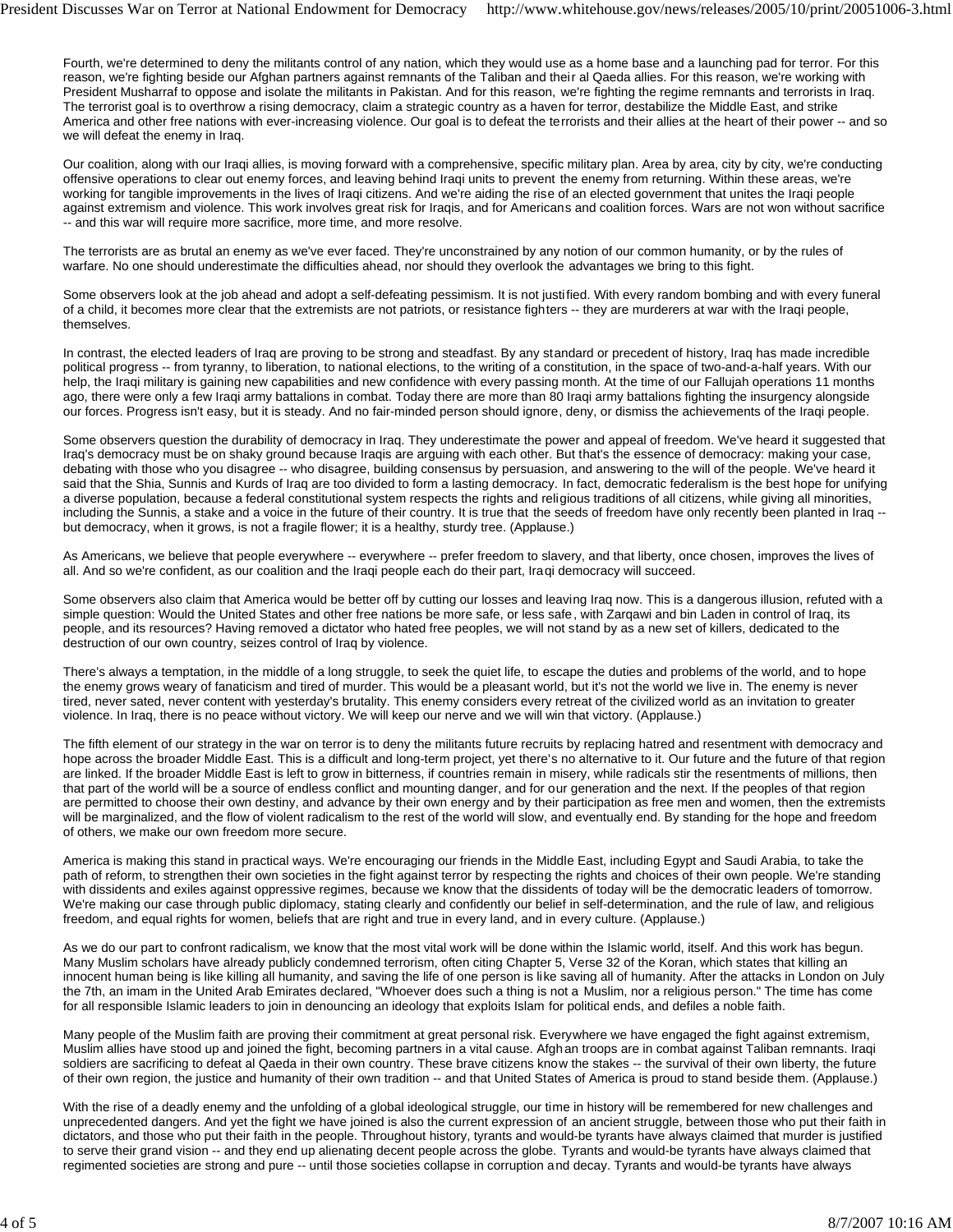Fourth, we're determined to deny the militants control of any nation, which they would use as a home base and a launching pad for terror. For this reason, we're fighting beside our Afghan partners against remnants of the Taliban and their al Qaeda allies. For this reason, we're working with President Musharraf to oppose and isolate the militants in Pakistan. And for this reason, we're fighting the regime remnants and terrorists in Iraq. The terrorist goal is to overthrow a rising democracy, claim a strategic country as a haven for terror, destabilize the Middle East, and strike America and other free nations with ever-increasing violence. Our goal is to defeat the terrorists and their allies at the heart of their power -- and so we will defeat the enemy in Iraq.

Our coalition, along with our Iraqi allies, is moving forward with a comprehensive, specific military plan. Area by area, city by city, we're conducting offensive operations to clear out enemy forces, and leaving behind Iraqi units to prevent the enemy from returning. Within these areas, we're working for tangible improvements in the lives of Iraqi citizens. And we're aiding the rise of an elected government that unites the Iraqi people against extremism and violence. This work involves great risk for Iraqis, and for Americans and coalition forces. Wars are not won without sacrifice -- and this war will require more sacrifice, more time, and more resolve.

The terrorists are as brutal an enemy as we've ever faced. They're unconstrained by any notion of our common humanity, or by the rules of warfare. No one should underestimate the difficulties ahead, nor should they overlook the advantages we bring to this fight.

Some observers look at the job ahead and adopt a self-defeating pessimism. It is not justified. With every random bombing and with every funeral of a child, it becomes more clear that the extremists are not patriots, or resistance fighters -- they are murderers at war with the Iraqi people, themselves.

In contrast, the elected leaders of Iraq are proving to be strong and steadfast. By any standard or precedent of history, Iraq has made incredible political progress -- from tyranny, to liberation, to national elections, to the writing of a constitution, in the space of two-and-a-half years. With our help, the Iraqi military is gaining new capabilities and new confidence with every passing month. At the time of our Fallujah operations 11 months ago, there were only a few Iraqi army battalions in combat. Today there are more than 80 Iraqi army battalions fighting the insurgency alongside our forces. Progress isn't easy, but it is steady. And no fair-minded person should ignore, deny, or dismiss the achievements of the Iraqi people.

Some observers question the durability of democracy in Iraq. They underestimate the power and appeal of freedom. We've heard it suggested that Iraq's democracy must be on shaky ground because Iraqis are arguing with each other. But that's the essence of democracy: making your case, debating with those who you disagree -- who disagree, building consensus by persuasion, and answering to the will of the people. We've heard it said that the Shia, Sunnis and Kurds of Iraq are too divided to form a lasting democracy. In fact, democratic federalism is the best hope for unifying a diverse population, because a federal constitutional system respects the rights and religious traditions of all citizens, while giving all minorities, including the Sunnis, a stake and a voice in the future of their country. It is true that the seeds of freedom have only recently been planted in Iraq -- but democracy, when it grows, is not a fragile flower; it is a healthy, sturdy tree. (Applause.)

As Americans, we believe that people everywhere -- everywhere -- prefer freedom to slavery, and that liberty, once chosen, improves the lives of all. And so we're confident, as our coalition and the Iraqi people each do their part, Iraqi democracy will succeed.

Some observers also claim that America would be better off by cutting our losses and leaving Iraq now. This is a dangerous illusion, refuted with a simple question: Would the United States and other free nations be more safe, or less safe, with Zarqawi and bin Laden in control of Iraq, its people, and its resources? Having removed a dictator who hated free peoples, we will not stand by as a new set of killers, dedicated to the destruction of our own country, seizes control of Iraq by violence.

There's always a temptation, in the middle of a long struggle, to seek the quiet life, to escape the duties and problems of the world, and to hope the enemy grows weary of fanaticism and tired of murder. This would be a pleasant world, but it's not the world we live in. The enemy is never tired, never sated, never content with yesterday's brutality. This enemy considers every retreat of the civilized world as an invitation to greater violence. In Iraq, there is no peace without victory. We will keep our nerve and we will win that victory. (Applause.)

The fifth element of our strategy in the war on terror is to deny the militants future recruits by replacing hatred and resentment with democracy and hope across the broader Middle East. This is a difficult and long-term project, yet there's no alternative to it. Our future and the future of that region are linked. If the broader Middle East is left to grow in bitterness, if countries remain in misery, while radicals stir the resentments of millions, then that part of the world will be a source of endless conflict and mounting danger, and for our generation and the next. If the peoples of that region are permitted to choose their own destiny, and advance by their own energy and by their participation as free men and women, then the extremists will be marginalized, and the flow of violent radicalism to the rest of the world will slow, and eventually end. By standing for the hope and freedom of others, we make our own freedom more secure.

America is making this stand in practical ways. We're encouraging our friends in the Middle East, including Egypt and Saudi Arabia, to take the path of reform, to strengthen their own societies in the fight against terror by respecting the rights and choices of their own people. We're standing with dissidents and exiles against oppressive regimes, because we know that the dissidents of today will be the democratic leaders of tomorrow. We're making our case through public diplomacy, stating clearly and confidently our belief in self-determination, and the rule of law, and religious freedom, and equal rights for women, beliefs that are right and true in every land, and in every culture. (Applause.)

As we do our part to confront radicalism, we know that the most vital work will be done within the Islamic world, itself. And this work has begun. Many Muslim scholars have already publicly condemned terrorism, often citing Chapter 5, Verse 32 of the Koran, which states that killing an innocent human being is like killing all humanity, and saving the life of one person is like saving all of humanity. After the attacks in London on July the 7th, an imam in the United Arab Emirates declared, "Whoever does such a thing is not a Muslim, nor a religious person." The time has come for all responsible Islamic leaders to join in denouncing an ideology that exploits Islam for political ends, and defiles a noble faith.

Many people of the Muslim faith are proving their commitment at great personal risk. Everywhere we have engaged the fight against extremism, Muslim allies have stood up and joined the fight, becoming partners in a vital cause. Afghan troops are in combat against Taliban remnants. Iraqi soldiers are sacrificing to defeat al Qaeda in their own country. These brave citizens know the stakes -- the survival of their own liberty, the future of their own region, the justice and humanity of their own tradition -- and that United States of America is proud to stand beside them. (Applause.)

With the rise of a deadly enemy and the unfolding of a global ideological struggle, our time in history will be remembered for new challenges and unprecedented dangers. And yet the fight we have joined is also the current expression of an ancient struggle, between those who put their faith in dictators, and those who put their faith in the people. Throughout history, tyrants and would-be tyrants have always claimed that murder is justified to serve their grand vision -- and they end up alienating decent people across the globe. Tyrants and would-be tyrants have always claimed that regimented societies are strong and pure -- until those societies collapse in corruption and decay. Tyrants and would-be tyrants have always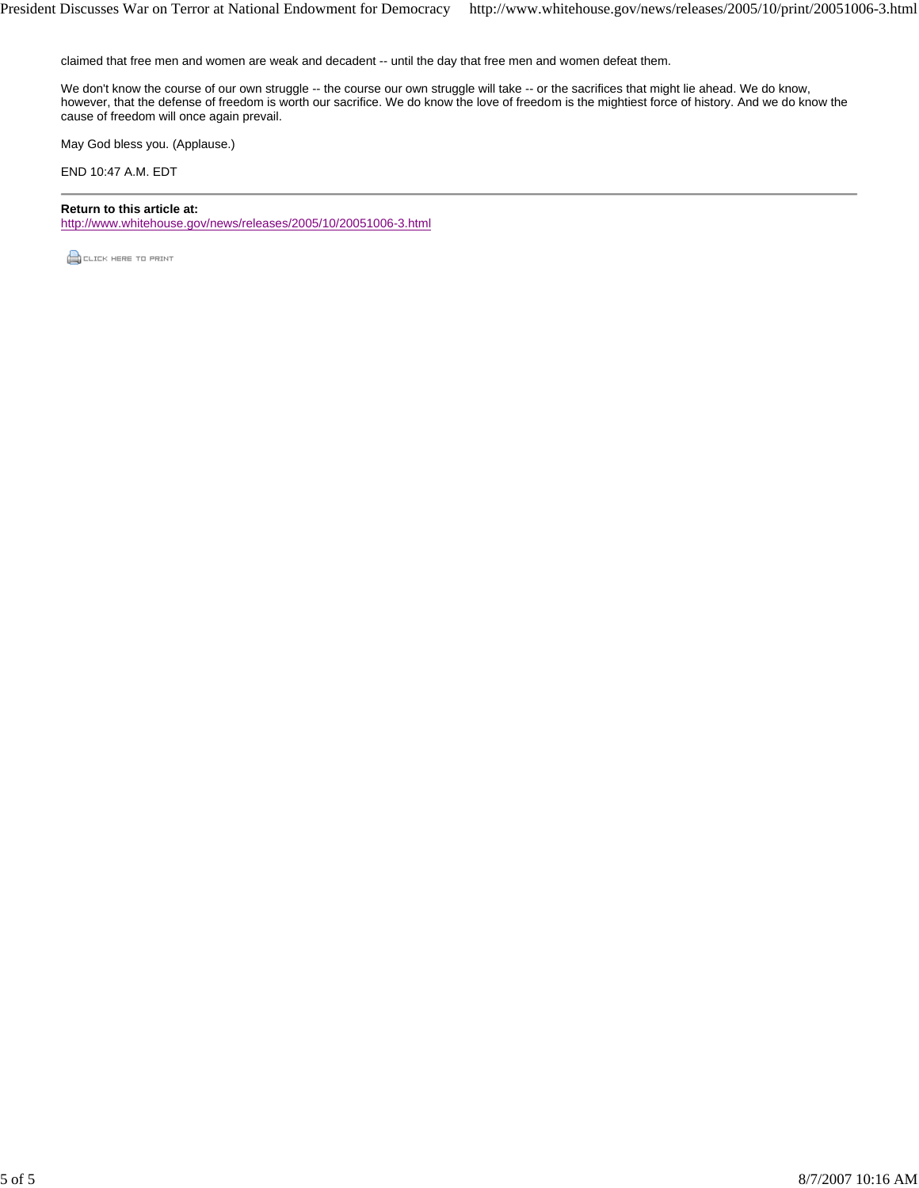claimed that free men and women are weak and decadent -- until the day that free men and women defeat them.

We don't know the course of our own struggle -- the course our own struggle will take -- or the sacrifices that might lie ahead. We do know, however, that the defense of freedom is worth our sacrifice. We do know the love of freedom is the mightiest force of history. And we do know the cause of freedom will once again prevail.

May God bless you. (Applause.)

END 10:47 A.M. EDT

---

**Return to this article at:**
http://www.whitehouse.gov/news/releases/2005/10/20051006-3.html

CLICK HERE TO PRINT